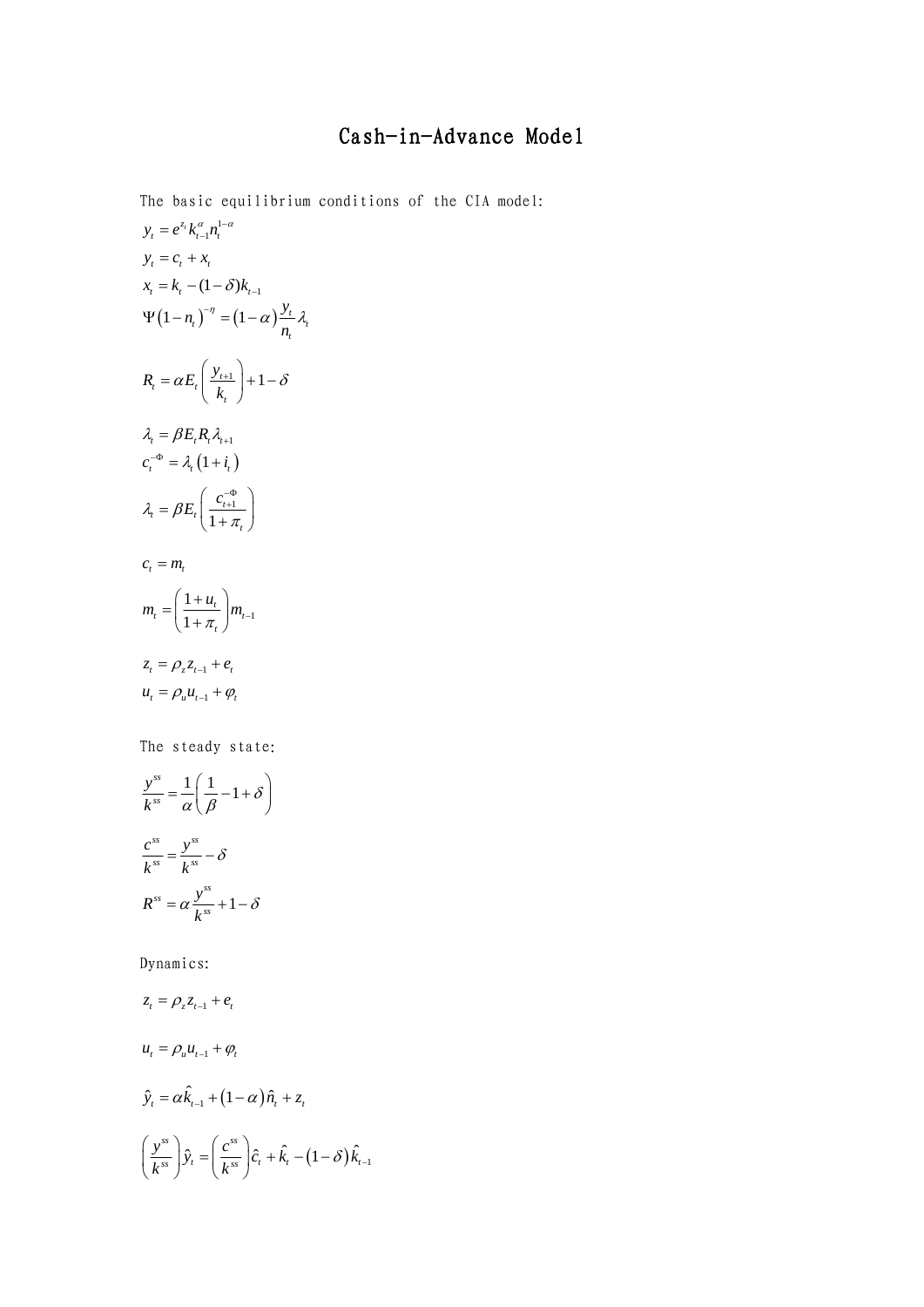# Cash-in-Advance Model

The basic equilibrium conditions of the CIA model:

$$y_t = e^{z_t} k_{t-1}^{\alpha} n_t^{1-\alpha}$$

$$y_t = c_t + x_t$$

$$x_t = k_t - (1-\delta) k_{t-1}$$

$$\Psi\left(1-n_t\right)^{-\eta} = \left(1-\alpha\right)\frac{y_t}{n_t}\lambda_t$$

$$R_t = \alpha E_t\left(\frac{y_{t+1}}{k_t}\right) + 1 - \delta$$

$$\lambda_t = \beta E_t R_t \lambda_{t+1}$$

$$c_t^{-\Phi} = \lambda_t\left(1+i_t\right)$$

$$\lambda_t = \beta E_t\left(\frac{c_{t+1}^{-\Phi}}{1+\pi_t}\right)$$

$$c_t = m_t$$

$$m_t = \left(\frac{1+u_t}{1+\pi_t}\right) m_{t-1}$$

$$z_t = \rho_z z_{t-1} + e_t$$

$$u_t = \rho_u u_{t-1} + \varphi_t$$

The steady state:

$$\frac{y^{ss}}{k^{ss}} = \frac{1}{\alpha}\left(\frac{1}{\beta} - 1 + \delta\right)$$

$$\frac{c^{ss}}{k^{ss}} = \frac{y^{ss}}{k^{ss}} - \delta$$

$$R^{ss} = \alpha\frac{y^{ss}}{k^{ss}} + 1 - \delta$$

Dynamics:

$$z_t = \rho_z z_{t-1} + e_t$$

$$u_t = \rho_u u_{t-1} + \varphi_t$$

$$\hat{y}_t = \alpha \hat{k}_{t-1} + \left(1-\alpha\right)\hat{n}_t + z_t$$

$$\left(\frac{y^{ss}}{k^{ss}}\right)\hat{y}_t = \left(\frac{c^{ss}}{k^{ss}}\right)\hat{c}_t + \hat{k}_t - \left(1-\delta\right)\hat{k}_{t-1}$$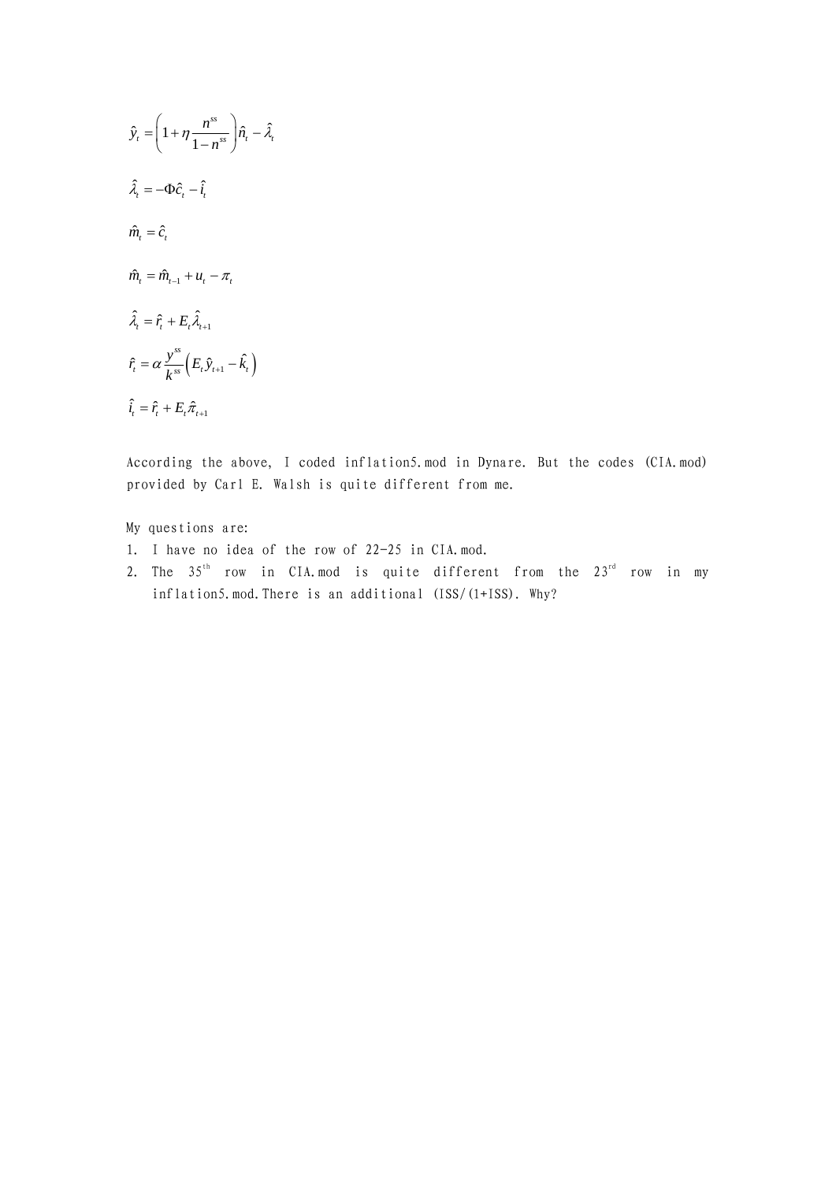$$\hat{y}_t = \left(1 + \eta \frac{n^{ss}}{1 - n^{ss}}\right)\hat{n}_t - \hat{\lambda}_t$$

$$\hat{\lambda}_t = -\Phi \hat{c}_t - \hat{i}_t$$

$$\hat{m}_t = \hat{c}_t$$

$$\hat{m}_t = \hat{m}_{t-1} + u_t - \pi_t$$

$$\hat{\lambda}_t = \hat{r}_t + E_t \hat{\lambda}_{t+1}$$

$$\hat{r}_t = \alpha \frac{y^{ss}}{k^{ss}}\left(E_t \hat{y}_{t+1} - \hat{k}_t\right)$$

$$\hat{i}_t = \hat{r}_t + E_t \hat{\pi}_{t+1}$$

According the above, I coded inflation5.mod in Dynare. But the codes (CIA.mod) provided by Carl E. Walsh is quite different from me.

My questions are:

1. I have no idea of the row of 22-25 in CIA.mod.
2. The 35th row in CIA.mod is quite different from the 23rd row in my inflation5.mod. There is an additional (ISS/(1+ISS). Why?